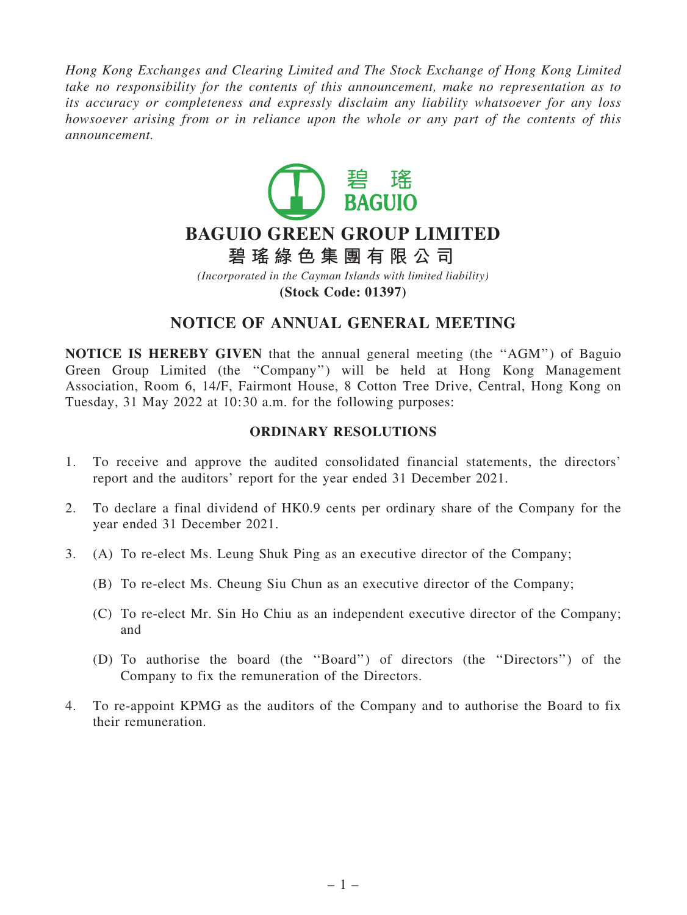*Hong Kong Exchanges and Clearing Limited and The Stock Exchange of Hong Kong Limited take no responsibility for the contents of this announcement, make no representation as to its accuracy or completeness and expressly disclaim any liability whatsoever for any loss howsoever arising from or in reliance upon the whole or any part of the contents of this announcement.*

碧瑤
BAGUIO

# BAGUIO GREEN GROUP LIMITED

# 碧瑤綠色集團有限公司

*(Incorporated in the Cayman Islands with limited liability)*

**(Stock Code: 01397)**

## NOTICE OF ANNUAL GENERAL MEETING

**NOTICE IS HEREBY GIVEN** that the annual general meeting (the ''AGM'') of Baguio Green Group Limited (the ''Company'') will be held at Hong Kong Management Association, Room 6, 14/F, Fairmont House, 8 Cotton Tree Drive, Central, Hong Kong on Tuesday, 31 May 2022 at 10:30 a.m. for the following purposes:

### ORDINARY RESOLUTIONS

1. To receive and approve the audited consolidated financial statements, the directors' report and the auditors' report for the year ended 31 December 2021.

2. To declare a final dividend of HK0.9 cents per ordinary share of the Company for the year ended 31 December 2021.

3. (A) To re-elect Ms. Leung Shuk Ping as an executive director of the Company;

   (B) To re-elect Ms. Cheung Siu Chun as an executive director of the Company;

   (C) To re-elect Mr. Sin Ho Chiu as an independent executive director of the Company; and

   (D) To authorise the board (the ''Board'') of directors (the ''Directors'') of the Company to fix the remuneration of the Directors.

4. To re-appoint KPMG as the auditors of the Company and to authorise the Board to fix their remuneration.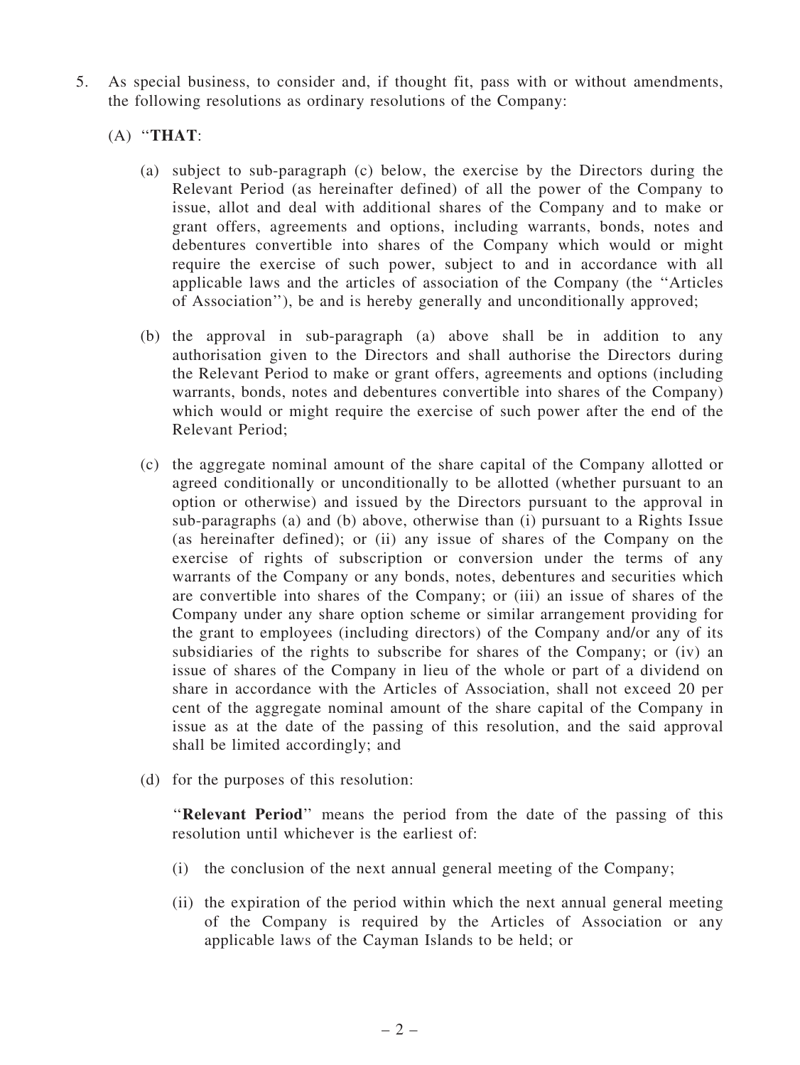5. As special business, to consider and, if thought fit, pass with or without amendments, the following resolutions as ordinary resolutions of the Company:

   (A) "**THAT**:

   (a) subject to sub-paragraph (c) below, the exercise by the Directors during the Relevant Period (as hereinafter defined) of all the power of the Company to issue, allot and deal with additional shares of the Company and to make or grant offers, agreements and options, including warrants, bonds, notes and debentures convertible into shares of the Company which would or might require the exercise of such power, subject to and in accordance with all applicable laws and the articles of association of the Company (the "Articles of Association"), be and is hereby generally and unconditionally approved;

   (b) the approval in sub-paragraph (a) above shall be in addition to any authorisation given to the Directors and shall authorise the Directors during the Relevant Period to make or grant offers, agreements and options (including warrants, bonds, notes and debentures convertible into shares of the Company) which would or might require the exercise of such power after the end of the Relevant Period;

   (c) the aggregate nominal amount of the share capital of the Company allotted or agreed conditionally or unconditionally to be allotted (whether pursuant to an option or otherwise) and issued by the Directors pursuant to the approval in sub-paragraphs (a) and (b) above, otherwise than (i) pursuant to a Rights Issue (as hereinafter defined); or (ii) any issue of shares of the Company on the exercise of rights of subscription or conversion under the terms of any warrants of the Company or any bonds, notes, debentures and securities which are convertible into shares of the Company; or (iii) an issue of shares of the Company under any share option scheme or similar arrangement providing for the grant to employees (including directors) of the Company and/or any of its subsidiaries of the rights to subscribe for shares of the Company; or (iv) an issue of shares of the Company in lieu of the whole or part of a dividend on share in accordance with the Articles of Association, shall not exceed 20 per cent of the aggregate nominal amount of the share capital of the Company in issue as at the date of the passing of this resolution, and the said approval shall be limited accordingly; and

   (d) for the purposes of this resolution:

   "**Relevant Period**" means the period from the date of the passing of this resolution until whichever is the earliest of:

   (i) the conclusion of the next annual general meeting of the Company;

   (ii) the expiration of the period within which the next annual general meeting of the Company is required by the Articles of Association or any applicable laws of the Cayman Islands to be held; or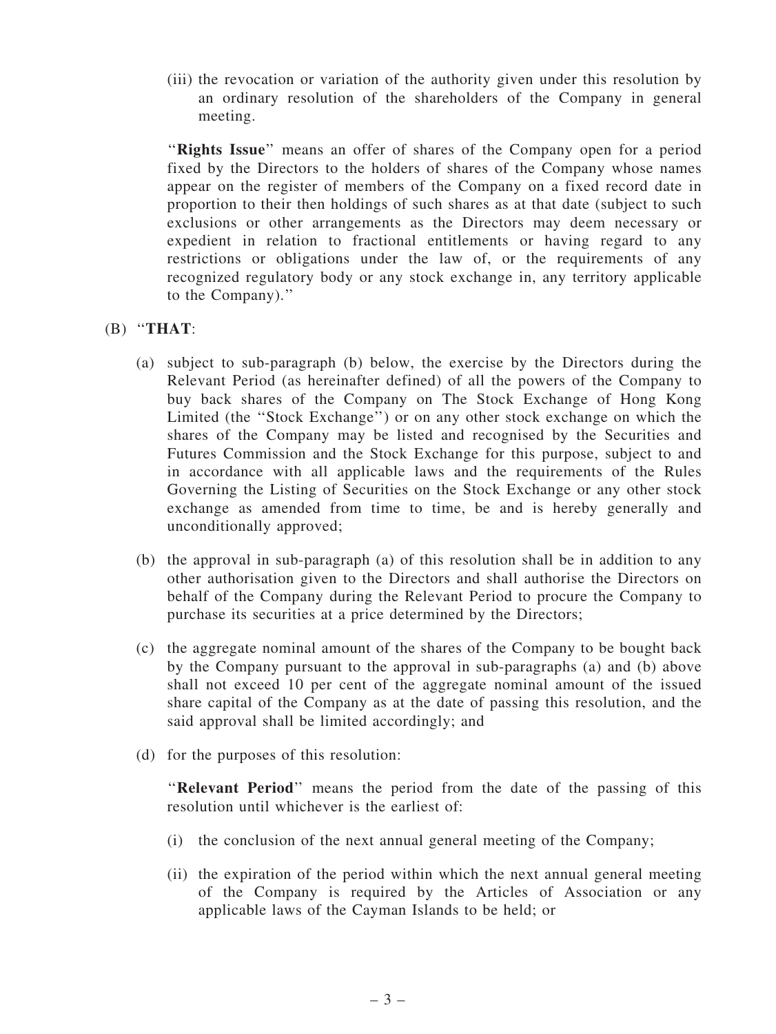(iii) the revocation or variation of the authority given under this resolution by an ordinary resolution of the shareholders of the Company in general meeting.

''**Rights Issue**'' means an offer of shares of the Company open for a period fixed by the Directors to the holders of shares of the Company whose names appear on the register of members of the Company on a fixed record date in proportion to their then holdings of such shares as at that date (subject to such exclusions or other arrangements as the Directors may deem necessary or expedient in relation to fractional entitlements or having regard to any restrictions or obligations under the law of, or the requirements of any recognized regulatory body or any stock exchange in, any territory applicable to the Company).''

(B) ''**THAT**:

(a) subject to sub-paragraph (b) below, the exercise by the Directors during the Relevant Period (as hereinafter defined) of all the powers of the Company to buy back shares of the Company on The Stock Exchange of Hong Kong Limited (the ''Stock Exchange'') or on any other stock exchange on which the shares of the Company may be listed and recognised by the Securities and Futures Commission and the Stock Exchange for this purpose, subject to and in accordance with all applicable laws and the requirements of the Rules Governing the Listing of Securities on the Stock Exchange or any other stock exchange as amended from time to time, be and is hereby generally and unconditionally approved;

(b) the approval in sub-paragraph (a) of this resolution shall be in addition to any other authorisation given to the Directors and shall authorise the Directors on behalf of the Company during the Relevant Period to procure the Company to purchase its securities at a price determined by the Directors;

(c) the aggregate nominal amount of the shares of the Company to be bought back by the Company pursuant to the approval in sub-paragraphs (a) and (b) above shall not exceed 10 per cent of the aggregate nominal amount of the issued share capital of the Company as at the date of passing this resolution, and the said approval shall be limited accordingly; and

(d) for the purposes of this resolution:

''**Relevant Period**'' means the period from the date of the passing of this resolution until whichever is the earliest of:

(i) the conclusion of the next annual general meeting of the Company;

(ii) the expiration of the period within which the next annual general meeting of the Company is required by the Articles of Association or any applicable laws of the Cayman Islands to be held; or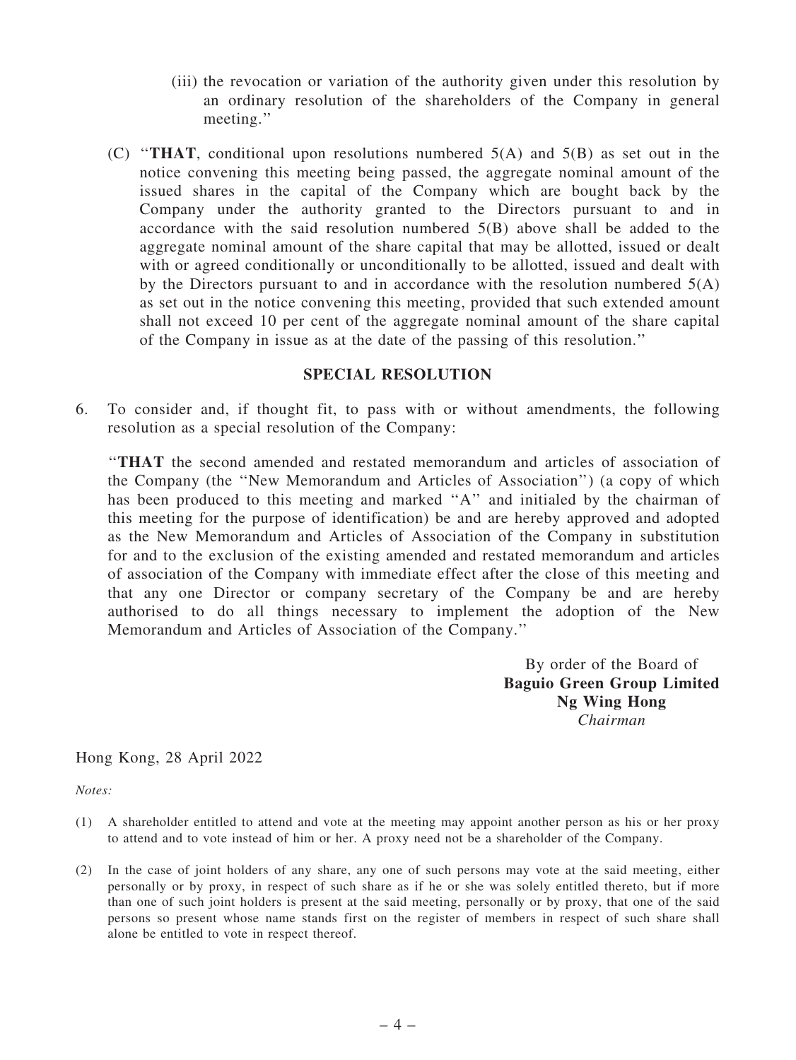(iii) the revocation or variation of the authority given under this resolution by an ordinary resolution of the shareholders of the Company in general meeting.''

(C) ''**THAT**, conditional upon resolutions numbered 5(A) and 5(B) as set out in the notice convening this meeting being passed, the aggregate nominal amount of the issued shares in the capital of the Company which are bought back by the Company under the authority granted to the Directors pursuant to and in accordance with the said resolution numbered 5(B) above shall be added to the aggregate nominal amount of the share capital that may be allotted, issued or dealt with or agreed conditionally or unconditionally to be allotted, issued and dealt with by the Directors pursuant to and in accordance with the resolution numbered 5(A) as set out in the notice convening this meeting, provided that such extended amount shall not exceed 10 per cent of the aggregate nominal amount of the share capital of the Company in issue as at the date of the passing of this resolution.''

## SPECIAL RESOLUTION

6. To consider and, if thought fit, to pass with or without amendments, the following resolution as a special resolution of the Company:

''**THAT** the second amended and restated memorandum and articles of association of the Company (the ''New Memorandum and Articles of Association'') (a copy of which has been produced to this meeting and marked ''A'' and initialed by the chairman of this meeting for the purpose of identification) be and are hereby approved and adopted as the New Memorandum and Articles of Association of the Company in substitution for and to the exclusion of the existing amended and restated memorandum and articles of association of the Company with immediate effect after the close of this meeting and that any one Director or company secretary of the Company be and are hereby authorised to do all things necessary to implement the adoption of the New Memorandum and Articles of Association of the Company.''

By order of the Board of
**Baguio Green Group Limited**
**Ng Wing Hong**
*Chairman*

Hong Kong, 28 April 2022

*Notes:*

(1) A shareholder entitled to attend and vote at the meeting may appoint another person as his or her proxy to attend and to vote instead of him or her. A proxy need not be a shareholder of the Company.

(2) In the case of joint holders of any share, any one of such persons may vote at the said meeting, either personally or by proxy, in respect of such share as if he or she was solely entitled thereto, but if more than one of such joint holders is present at the said meeting, personally or by proxy, that one of the said persons so present whose name stands first on the register of members in respect of such share shall alone be entitled to vote in respect thereof.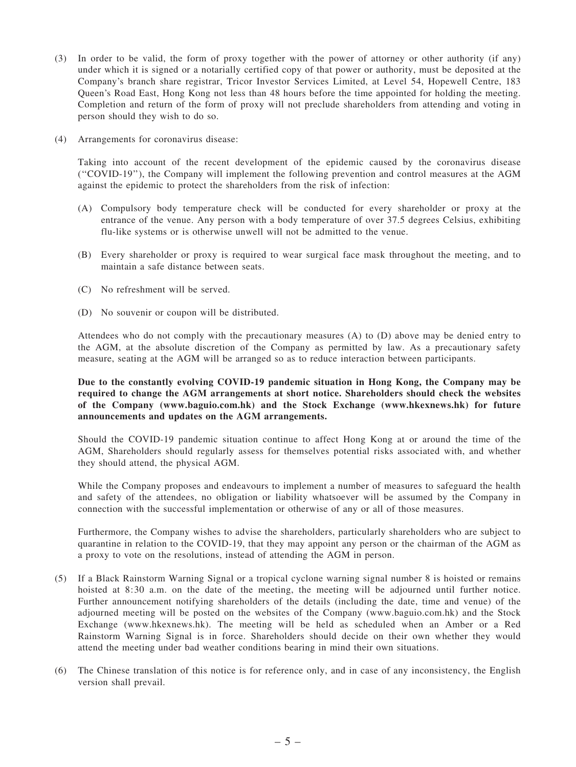(3) In order to be valid, the form of proxy together with the power of attorney or other authority (if any) under which it is signed or a notarially certified copy of that power or authority, must be deposited at the Company's branch share registrar, Tricor Investor Services Limited, at Level 54, Hopewell Centre, 183 Queen's Road East, Hong Kong not less than 48 hours before the time appointed for holding the meeting. Completion and return of the form of proxy will not preclude shareholders from attending and voting in person should they wish to do so.

(4) Arrangements for coronavirus disease:

Taking into account of the recent development of the epidemic caused by the coronavirus disease (''COVID-19''), the Company will implement the following prevention and control measures at the AGM against the epidemic to protect the shareholders from the risk of infection:

(A) Compulsory body temperature check will be conducted for every shareholder or proxy at the entrance of the venue. Any person with a body temperature of over 37.5 degrees Celsius, exhibiting flu-like systems or is otherwise unwell will not be admitted to the venue.

(B) Every shareholder or proxy is required to wear surgical face mask throughout the meeting, and to maintain a safe distance between seats.

(C) No refreshment will be served.

(D) No souvenir or coupon will be distributed.

Attendees who do not comply with the precautionary measures (A) to (D) above may be denied entry to the AGM, at the absolute discretion of the Company as permitted by law. As a precautionary safety measure, seating at the AGM will be arranged so as to reduce interaction between participants.

**Due to the constantly evolving COVID-19 pandemic situation in Hong Kong, the Company may be required to change the AGM arrangements at short notice. Shareholders should check the websites of the Company (www.baguio.com.hk) and the Stock Exchange (www.hkexnews.hk) for future announcements and updates on the AGM arrangements.**

Should the COVID-19 pandemic situation continue to affect Hong Kong at or around the time of the AGM, Shareholders should regularly assess for themselves potential risks associated with, and whether they should attend, the physical AGM.

While the Company proposes and endeavours to implement a number of measures to safeguard the health and safety of the attendees, no obligation or liability whatsoever will be assumed by the Company in connection with the successful implementation or otherwise of any or all of those measures.

Furthermore, the Company wishes to advise the shareholders, particularly shareholders who are subject to quarantine in relation to the COVID-19, that they may appoint any person or the chairman of the AGM as a proxy to vote on the resolutions, instead of attending the AGM in person.

(5) If a Black Rainstorm Warning Signal or a tropical cyclone warning signal number 8 is hoisted or remains hoisted at 8:30 a.m. on the date of the meeting, the meeting will be adjourned until further notice. Further announcement notifying shareholders of the details (including the date, time and venue) of the adjourned meeting will be posted on the websites of the Company (www.baguio.com.hk) and the Stock Exchange (www.hkexnews.hk). The meeting will be held as scheduled when an Amber or a Red Rainstorm Warning Signal is in force. Shareholders should decide on their own whether they would attend the meeting under bad weather conditions bearing in mind their own situations.

(6) The Chinese translation of this notice is for reference only, and in case of any inconsistency, the English version shall prevail.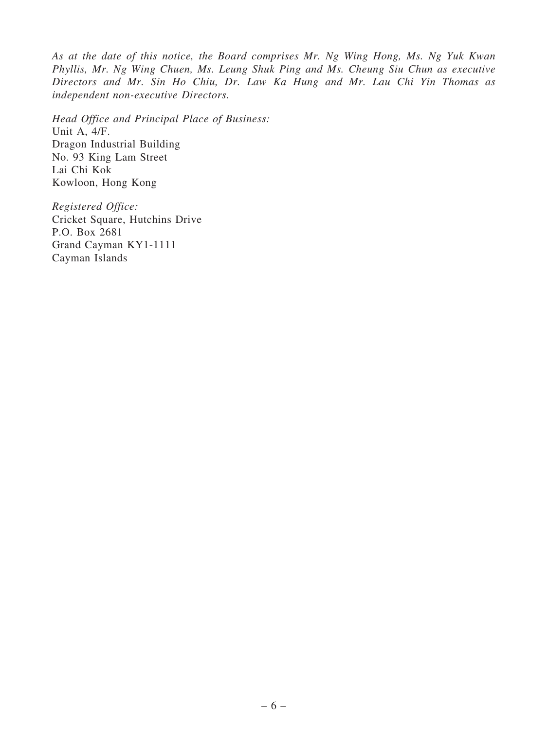*As at the date of this notice, the Board comprises Mr. Ng Wing Hong, Ms. Ng Yuk Kwan Phyllis, Mr. Ng Wing Chuen, Ms. Leung Shuk Ping and Ms. Cheung Siu Chun as executive Directors and Mr. Sin Ho Chiu, Dr. Law Ka Hung and Mr. Lau Chi Yin Thomas as independent non-executive Directors.*

*Head Office and Principal Place of Business:*
Unit A, 4/F.
Dragon Industrial Building
No. 93 King Lam Street
Lai Chi Kok
Kowloon, Hong Kong

*Registered Office:*
Cricket Square, Hutchins Drive
P.O. Box 2681
Grand Cayman KY1-1111
Cayman Islands